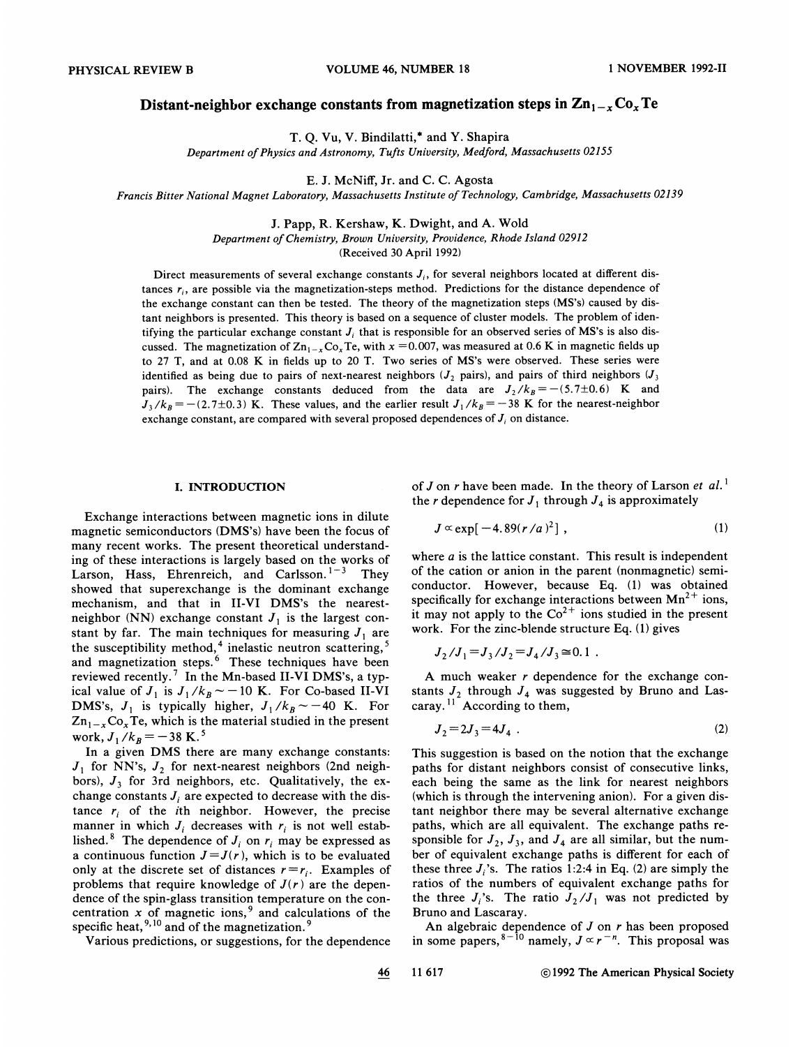# Distant-neighbor exchange constants from magnetization steps in $Zn_{1-x}Co_xTe$

T. Q. Vu, V. Bindilatti,* and Y. Shapira

*Department of Physics and Astronomy, Tufts University, Medford, Massachusetts 02155*

E. J. McNiff, Jr. and C. C. Agosta

*Francis Bitter National Magnet Laboratory, Massachusetts Institute of Technology, Cambridge, Massachusetts 02139*

J. Papp, R. Kershaw, K. Dwight, and A. Wold

*Department of Chemistry, Brown University, Providence, Rhode Island 02912*

(Received 30 April 1992)

Direct measurements of several exchange constants $J_i$, for several neighbors located at different distances $r_i$, are possible via the magnetization-steps method. Predictions for the distance dependence of the exchange constant can then be tested. The theory of the magnetization steps (MS's) caused by distant neighbors is presented. This theory is based on a sequence of cluster models. The problem of identifying the particular exchange constant $J_i$ that is responsible for an observed series of MS's is also discussed. The magnetization of $Zn_{1-x}Co_xTe$, with $x = 0.007$, was measured at 0.6 K in magnetic fields up to 27 T, and at 0.08 K in fields up to 20 T. Two series of MS's were observed. These series were identified as being due to pairs of next-nearest neighbors ($J_2$ pairs), and pairs of third neighbors ($J_3$ pairs). The exchange constants deduced from the data are $J_2/k_B = -(5.7 \pm 0.6)$ K and $J_3/k_B = -(2.7 \pm 0.3)$ K. These values, and the earlier result $J_1/k_B = -38$ K for the nearest-neighbor exchange constant, are compared with several proposed dependences of $J_i$ on distance.

## I. INTRODUCTION

Exchange interactions between magnetic ions in dilute magnetic semiconductors (DMS's) have been the focus of many recent works. The present theoretical understanding of these interactions is largely based on the works of Larson, Hass, Ehrenreich, and Carlsson.[1-3] They showed that superexchange is the dominant exchange mechanism, and that in II-VI DMS's the nearest-neighbor (NN) exchange constant $J_1$ is the largest constant by far. The main techniques for measuring $J_1$ are the susceptibility method,[4] inelastic neutron scattering,[5] and magnetization steps.[6] These techniques have been reviewed recently.[7] In the Mn-based II-VI DMS's, a typical value of $J_1$ is $J_1/k_B \sim -10$ K. For Co-based II-VI DMS's, $J_1$ is typically higher, $J_1/k_B \sim -40$ K. For $Zn_{1-x}Co_xTe$, which is the material studied in the present work, $J_1/k_B = -38$ K.[5]

In a given DMS there are many exchange constants: $J_1$ for NN's, $J_2$ for next-nearest neighbors (2nd neighbors), $J_3$ for 3rd neighbors, etc. Qualitatively, the exchange constants $J_i$ are expected to decrease with the distance $r_i$ of the $i$th neighbor. However, the precise manner in which $J_i$ decreases with $r_i$ is not well established.[8] The dependence of $J_i$ on $r_i$ may be expressed as a continuous function $J = J(r)$, which is to be evaluated only at the discrete set of distances $r = r_i$. Examples of problems that require knowledge of $J(r)$ are the dependence of the spin-glass transition temperature on the concentration $x$ of magnetic ions,[9] and calculations of the specific heat,[9,10] and of the magnetization.[9]

Various predictions, or suggestions, for the dependence of $J$ on $r$ have been made. In the theory of Larson *et al.*[1] the $r$ dependence for $J_1$ through $J_4$ is approximately

$$J \propto \exp[-4.89(r/a)^2] , \tag{1}$$

where $a$ is the lattice constant. This result is independent of the cation or anion in the parent (nonmagnetic) semiconductor. However, because Eq. (1) was obtained specifically for exchange interactions between $Mn^{2+}$ ions, it may not apply to the $Co^{2+}$ ions studied in the present work. For the zinc-blende structure Eq. (1) gives

$$J_2/J_1 = J_3/J_2 = J_4/J_3 \cong 0.1 .$$

A much weaker $r$ dependence for the exchange constants $J_2$ through $J_4$ was suggested by Bruno and Lascaray.[11] According to them,

$$J_2 = 2J_3 = 4J_4 . \tag{2}$$

This suggestion is based on the notion that the exchange paths for distant neighbors consist of consecutive links, each being the same as the link for nearest neighbors (which is through the intervening anion). For a given distant neighbor there may be several alternative exchange paths, which are all equivalent. The exchange paths responsible for $J_2$, $J_3$, and $J_4$ are all similar, but the number of equivalent exchange paths is different for each of these three $J_i$'s. The ratios 1:2:4 in Eq. (2) are simply the ratios of the numbers of equivalent exchange paths for the three $J_i$'s. The ratio $J_2/J_1$ was not predicted by Bruno and Lascaray.

An algebraic dependence of $J$ on $r$ has been proposed in some papers,[8-10] namely, $J \propto r^{-n}$. This proposal was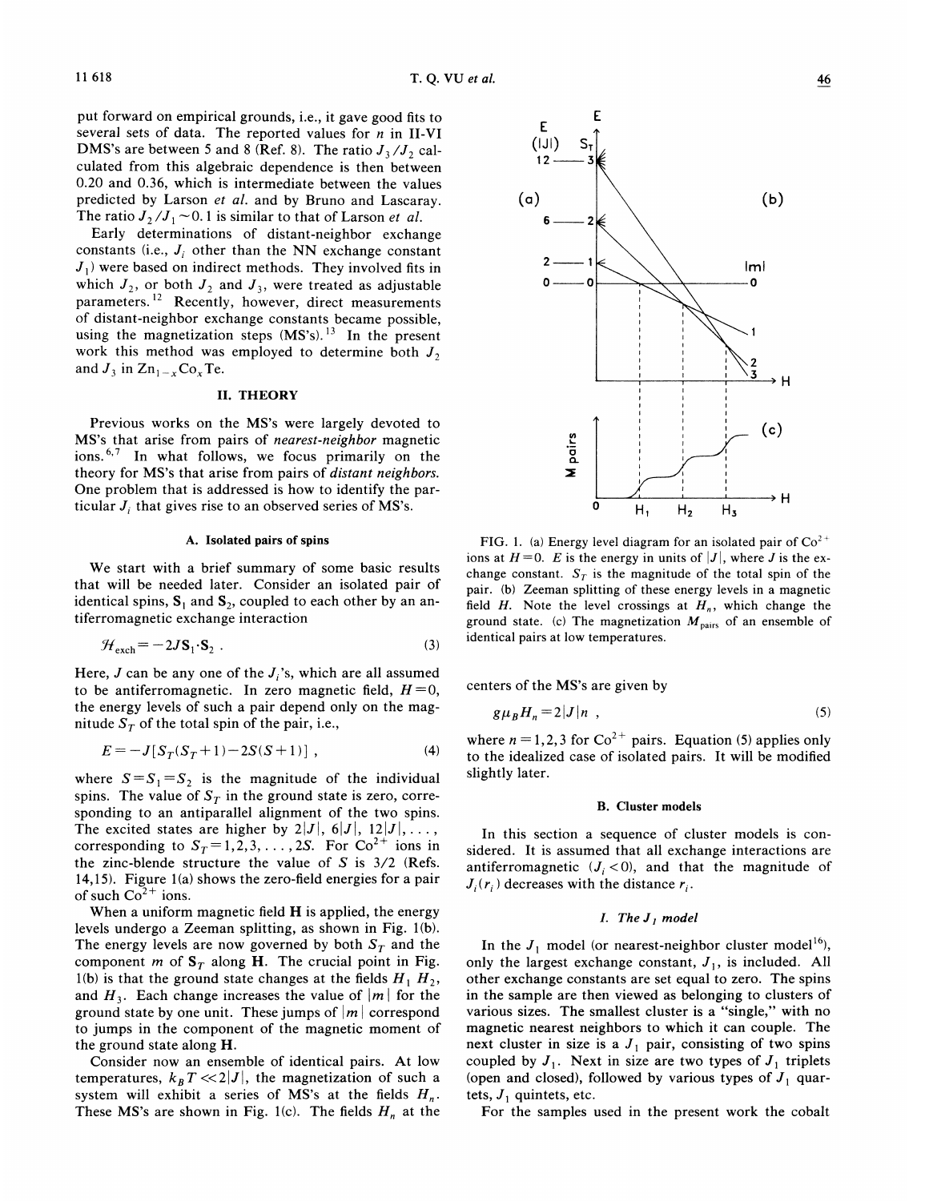put forward on empirical grounds, i.e., it gave good fits to several sets of data. The reported values for $n$ in II-VI DMS's are between 5 and 8 (Ref. 8). The ratio $J_3/J_2$ calculated from this algebraic dependence is then between 0.20 and 0.36, which is intermediate between the values predicted by Larson *et al.* and by Bruno and Lascaray. The ratio $J_2/J_1 \sim 0.1$ is similar to that of Larson *et al.*

Early determinations of distant-neighbor exchange constants (i.e., $J_i$ other than the NN exchange constant $J_1$) were based on indirect methods. They involved fits in which $J_2$, or both $J_2$ and $J_3$, were treated as adjustable parameters.[12] Recently, however, direct measurements of distant-neighbor exchange constants became possible, using the magnetization steps (MS's).[13] In the present work this method was employed to determine both $J_2$ and $J_3$ in $Zn_{1-x}Co_xTe$.

## II. THEORY

Previous works on the MS's were largely devoted to MS's that arise from pairs of *nearest-neighbor* magnetic ions.[6,7] In what follows, we focus primarily on the theory for MS's that arise from pairs of *distant neighbors.* One problem that is addressed is how to identify the particular $J_i$ that gives rise to an observed series of MS's.

### A. Isolated pairs of spins

We start with a brief summary of some basic results that will be needed later. Consider an isolated pair of identical spins, $\mathbf{S}_1$ and $\mathbf{S}_2$, coupled to each other by an antiferromagnetic exchange interaction

$$\mathcal{H}_{\text{exch}} = -2J\mathbf{S}_1\cdot\mathbf{S}_2 \ . \tag{3}$$

Here, $J$ can be any one of the $J_i$'s, which are all assumed to be antiferromagnetic. In zero magnetic field, $H=0$, the energy levels of such a pair depend only on the magnitude $S_T$ of the total spin of the pair, i.e.,

$$E = -J[S_T(S_T+1) - 2S(S+1)] \ , \tag{4}$$

where $S=S_1=S_2$ is the magnitude of the individual spins. The value of $S_T$ in the ground state is zero, corresponding to an antiparallel alignment of the two spins. The excited states are higher by $2|J|$, $6|J|$, $12|J|, \ldots,$ corresponding to $S_T=1,2,3,\ldots,2S$. For $Co^{2+}$ ions in the zinc-blende structure the value of $S$ is 3/2 (Refs. 14,15). Figure 1(a) shows the zero-field energies for a pair of such $Co^{2+}$ ions.

When a uniform magnetic field $\mathbf{H}$ is applied, the energy levels undergo a Zeeman splitting, as shown in Fig. 1(b). The energy levels are now governed by both $S_T$ and the component $m$ of $\mathbf{S}_T$ along $\mathbf{H}$. The crucial point in Fig. 1(b) is that the ground state changes at the fields $H_1$ $H_2$, and $H_3$. Each change increases the value of $|m|$ for the ground state by one unit. These jumps of $|m|$ correspond to jumps in the component of the magnetic moment of the ground state along $\mathbf{H}$.

Consider now an ensemble of identical pairs. At low temperatures, $k_BT \ll 2|J|$, the magnetization of such a system will exhibit a series of MS's at the fields $H_n$. These MS's are shown in Fig. 1(c). The fields $H_n$ at the centers of the MS's are given by

$$g\mu_BH_n = 2|J|n \ , \tag{5}$$

where $n=1,2,3$ for $Co^{2+}$ pairs. Equation (5) applies only to the idealized case of isolated pairs. It will be modified slightly later.

FIG. 1. (a) Energy level diagram for an isolated pair of $Co^{2+}$ ions at $H=0$. $E$ is the energy in units of $|J|$, where $J$ is the exchange constant. $S_T$ is the magnitude of the total spin of the pair. (b) Zeeman splitting of these energy levels in a magnetic field $H$. Note the level crossings at $H_n$, which change the ground state. (c) The magnetization $M_{\text{pairs}}$ of an ensemble of identical pairs at low temperatures.

### B. Cluster models

In this section a sequence of cluster models is considered. It is assumed that all exchange interactions are antiferromagnetic ($J_i<0$), and that the magnitude of $J_i(r_i)$ decreases with the distance $r_i$.

#### *1. The $J_1$ model*

In the $J_1$ model (or nearest-neighbor cluster model[16]), only the largest exchange constant, $J_1$, is included. All other exchange constants are set equal to zero. The spins in the sample are then viewed as belonging to clusters of various sizes. The smallest cluster is a "single," with no magnetic nearest neighbors to which it can couple. The next cluster in size is a $J_1$ pair, consisting of two spins coupled by $J_1$. Next in size are two types of $J_1$ triplets (open and closed), followed by various types of $J_1$ quartets, $J_1$ quintets, etc.

For the samples used in the present work the cobalt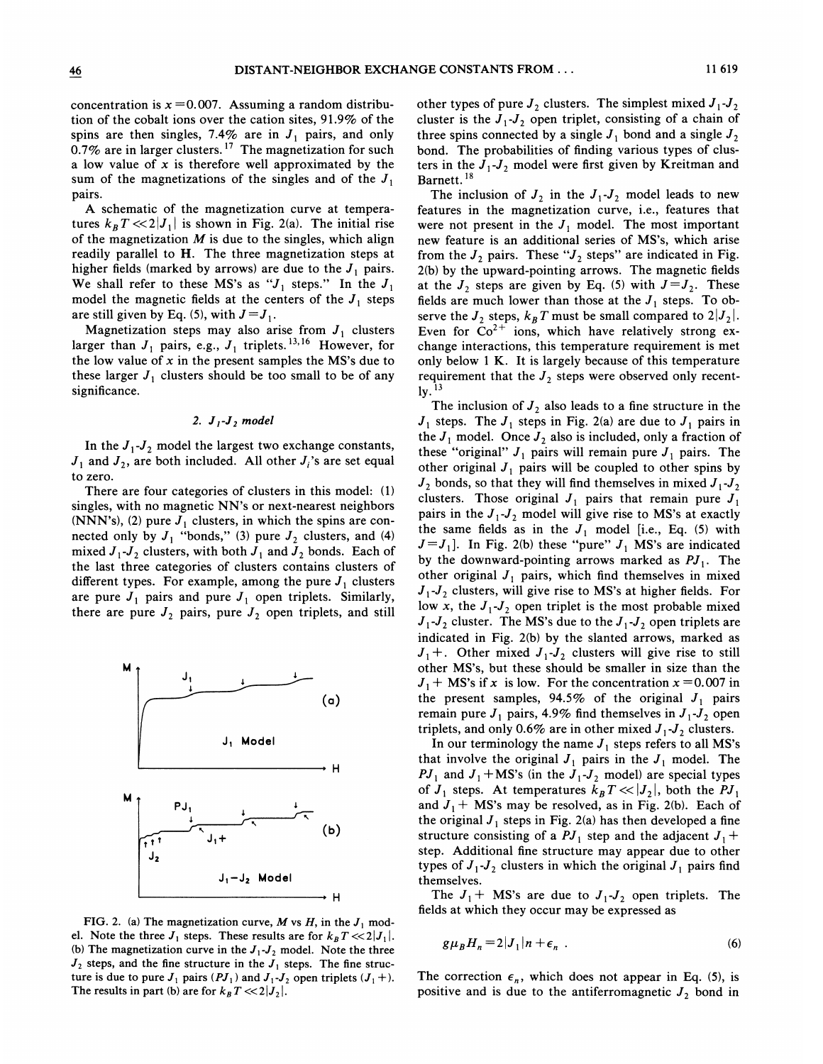concentration is $x=0.007$. Assuming a random distribution of the cobalt ions over the cation sites, 91.9% of the spins are then singles, 7.4% are in $J_1$ pairs, and only 0.7% are in larger clusters.[17] The magnetization for such a low value of $x$ is therefore well approximated by the sum of the magnetizations of the singles and of the $J_1$ pairs.

A schematic of the magnetization curve at temperatures $k_B T \ll 2|J_1|$ is shown in Fig. 2(a). The initial rise of the magnetization $M$ is due to the singles, which align readily parallel to **H**. The three magnetization steps at higher fields (marked by arrows) are due to the $J_1$ pairs. We shall refer to these MS's as "$J_1$ steps." In the $J_1$ model the magnetic fields at the centers of the $J_1$ steps are still given by Eq. (5), with $J=J_1$.

Magnetization steps may also arise from $J_1$ clusters larger than $J_1$ pairs, e.g., $J_1$ triplets.[13,16] However, for the low value of $x$ in the present samples the MS's due to these larger $J_1$ clusters should be too small to be of any significance.

### 2. $J_1$-$J_2$ model

In the $J_1$-$J_2$ model the largest two exchange constants, $J_1$ and $J_2$, are both included. All other $J_i$'s are set equal to zero.

There are four categories of clusters in this model: (1) singles, with no magnetic NN's or next-nearest neighbors (NNN's), (2) pure $J_1$ clusters, in which the spins are connected only by $J_1$ "bonds," (3) pure $J_2$ clusters, and (4) mixed $J_1$-$J_2$ clusters, with both $J_1$ and $J_2$ bonds. Each of the last three categories of clusters contains clusters of different types. For example, among the pure $J_1$ clusters are pure $J_1$ pairs and pure $J_1$ open triplets. Similarly, there are pure $J_2$ pairs, pure $J_2$ open triplets, and still other types of pure $J_2$ clusters. The simplest mixed $J_1$-$J_2$ cluster is the $J_1$-$J_2$ open triplet, consisting of a chain of three spins connected by a single $J_1$ bond and a single $J_2$ bond. The probabilities of finding various types of clusters in the $J_1$-$J_2$ model were first given by Kreitman and Barnett.[18]

FIG. 2. (a) The magnetization curve, $M$ vs $H$, in the $J_1$ model. Note the three $J_1$ steps. These results are for $k_B T \ll 2|J_1|$. (b) The magnetization curve in the $J_1$-$J_2$ model. Note the three $J_2$ steps, and the fine structure in the $J_1$ steps. The fine structure is due to pure $J_1$ pairs ($PJ_1$) and $J_1$-$J_2$ open triplets ($J_1+$). The results in part (b) are for $k_B T \ll 2|J_2|$.

The inclusion of $J_2$ in the $J_1$-$J_2$ model leads to new features in the magnetization curve, i.e., features that were not present in the $J_1$ model. The most important new feature is an additional series of MS's, which arise from the $J_2$ pairs. These "$J_2$ steps" are indicated in Fig. 2(b) by the upward-pointing arrows. The magnetic fields at the $J_2$ steps are given by Eq. (5) with $J=J_2$. These fields are much lower than those at the $J_1$ steps. To observe the $J_2$ steps, $k_B T$ must be small compared to $2|J_2|$. Even for $Co^{2+}$ ions, which have relatively strong exchange interactions, this temperature requirement is met only below 1 K. It is largely because of this temperature requirement that the $J_2$ steps were observed only recently.[13]

The inclusion of $J_2$ also leads to a fine structure in the $J_1$ steps. The $J_1$ steps in Fig. 2(a) are due to $J_1$ pairs in the $J_1$ model. Once $J_2$ also is included, only a fraction of these "original" $J_1$ pairs will remain pure $J_1$ pairs. The other original $J_1$ pairs will be coupled to other spins by $J_2$ bonds, so that they will find themselves in mixed $J_1$-$J_2$ clusters. Those original $J_1$ pairs that remain pure $J_1$ pairs in the $J_1$-$J_2$ model will give rise to MS's at exactly the same fields as in the $J_1$ model [i.e., Eq. (5) with $J=J_1$]. In Fig. 2(b) these "pure" $J_1$ MS's are indicated by the downward-pointing arrows marked as $PJ_1$. The other original $J_1$ pairs, which find themselves in mixed $J_1$-$J_2$ clusters, will give rise to MS's at higher fields. For low $x$, the $J_1$-$J_2$ open triplet is the most probable mixed $J_1$-$J_2$ cluster. The MS's due to the $J_1$-$J_2$ open triplets are indicated in Fig. 2(b) by the slanted arrows, marked as $J_1+$. Other mixed $J_1$-$J_2$ clusters will give rise to still other MS's, but these should be smaller in size than the $J_1+$ MS's if $x$ is low. For the concentration $x=0.007$ in the present samples, 94.5% of the original $J_1$ pairs remain pure $J_1$ pairs, 4.9% find themselves in $J_1$-$J_2$ open triplets, and only 0.6% are in other mixed $J_1$-$J_2$ clusters.

In our terminology the name $J_1$ steps refers to all MS's that involve the original $J_1$ pairs in the $J_1$ model. The $PJ_1$ and $J_1+$MS's (in the $J_1$-$J_2$ model) are special types of $J_1$ steps. At temperatures $k_B T \ll |J_2|$, both the $PJ_1$ and $J_1+$ MS's may be resolved, as in Fig. 2(b). Each of the original $J_1$ steps in Fig. 2(a) has then developed a fine structure consisting of a $PJ_1$ step and the adjacent $J_1+$ step. Additional fine structure may appear due to other types of $J_1$-$J_2$ clusters in which the original $J_1$ pairs find themselves.

The $J_1+$ MS's are due to $J_1$-$J_2$ open triplets. The fields at which they occur may be expressed as

$$g\mu_B H_n = 2|J_1|n + \epsilon_n \ . \tag{6}$$

The correction $\epsilon_n$, which does not appear in Eq. (5), is positive and is due to the antiferromagnetic $J_2$ bond in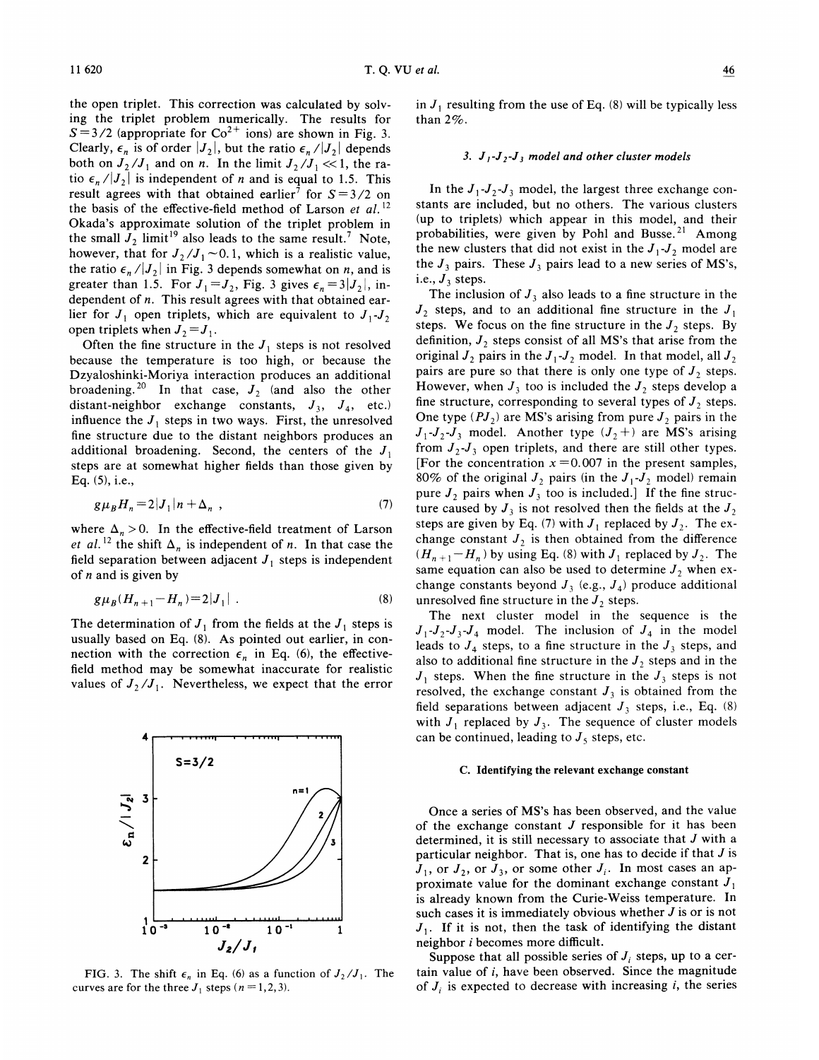the open triplet. This correction was calculated by solving the triplet problem numerically. The results for $S=3/2$ (appropriate for $Co^{2+}$ ions) are shown in Fig. 3. Clearly, $\epsilon_n$ is of order $|J_2|$, but the ratio $\epsilon_n/|J_2|$ depends both on $J_2/J_1$ and on $n$. In the limit $J_2/J_1 \ll 1$, the ratio $\epsilon_n/|J_2|$ is independent of $n$ and is equal to 1.5. This result agrees with that obtained earlier[7] for $S=3/2$ on the basis of the effective-field method of Larson *et al.*[12] Okada's approximate solution of the triplet problem in the small $J_2$ limit[19] also leads to the same result.[7] Note, however, that for $J_2/J_1 \sim 0.1$, which is a realistic value, the ratio $\epsilon_n/|J_2|$ in Fig. 3 depends somewhat on $n$, and is greater than 1.5. For $J_1=J_2$, Fig. 3 gives $\epsilon_n=3|J_2|$, independent of $n$. This result agrees with that obtained earlier for $J_1$ open triplets, which are equivalent to $J_1$-$J_2$ open triplets when $J_2=J_1$.

Often the fine structure in the $J_1$ steps is not resolved because the temperature is too high, or because the Dzyaloshinki-Moriya interaction produces an additional broadening.[20] In that case, $J_2$ (and also the other distant-neighbor exchange constants, $J_3$, $J_4$, etc.) influence the $J_1$ steps in two ways. First, the unresolved fine structure due to the distant neighbors produces an additional broadening. Second, the centers of the $J_1$ steps are at somewhat higher fields than those given by Eq. (5), i.e.,

$$g\mu_B H_n = 2|J_1|n + \Delta_n \,, \tag{7}$$

where $\Delta_n > 0$. In the effective-field treatment of Larson *et al.*[12] the shift $\Delta_n$ is independent of $n$. In that case the field separation between adjacent $J_1$ steps is independent of $n$ and is given by

$$g\mu_B(H_{n+1}-H_n) = 2|J_1| \,. \tag{8}$$

The determination of $J_1$ from the fields at the $J_1$ steps is usually based on Eq. (8). As pointed out earlier, in connection with the correction $\epsilon_n$ in Eq. (6), the effective-field method may be somewhat inaccurate for realistic values of $J_2/J_1$. Nevertheless, we expect that the error in $J_1$ resulting from the use of Eq. (8) will be typically less than 2%.

FIG. 3. The shift $\epsilon_n$ in Eq. (6) as a function of $J_2/J_1$. The curves are for the three $J_1$ steps ($n=1,2,3$).

### 3. $J_1$-$J_2$-$J_3$ model and other cluster models

In the $J_1$-$J_2$-$J_3$ model, the largest three exchange constants are included, but no others. The various clusters (up to triplets) which appear in this model, and their probabilities, were given by Pohl and Busse.[21] Among the new clusters that did not exist in the $J_1$-$J_2$ model are the $J_3$ pairs. These $J_3$ pairs lead to a new series of MS's, i.e., $J_3$ steps.

The inclusion of $J_3$ also leads to a fine structure in the $J_2$ steps, and to an additional fine structure in the $J_1$ steps. We focus on the fine structure in the $J_2$ steps. By definition, $J_2$ steps consist of all MS's that arise from the original $J_2$ pairs in the $J_1$-$J_2$ model. In that model, all $J_2$ pairs are pure so that there is only one type of $J_2$ steps. However, when $J_3$ too is included the $J_2$ steps develop a fine structure, corresponding to several types of $J_2$ steps. One type ($PJ_2$) are MS's arising from pure $J_2$ pairs in the $J_1$-$J_2$-$J_3$ model. Another type ($J_2+$) are MS's arising from $J_2$-$J_3$ open triplets, and there are still other types. [For the concentration $x=0.007$ in the present samples, 80% of the original $J_2$ pairs (in the $J_1$-$J_2$ model) remain pure $J_2$ pairs when $J_3$ too is included.] If the fine structure caused by $J_3$ is not resolved then the fields at the $J_2$ steps are given by Eq. (7) with $J_1$ replaced by $J_2$. The exchange constant $J_2$ is then obtained from the difference $(H_{n+1}-H_n)$ by using Eq. (8) with $J_1$ replaced by $J_2$. The same equation can also be used to determine $J_2$ when exchange constants beyond $J_3$ (e.g., $J_4$) produce additional unresolved fine structure in the $J_2$ steps.

The next cluster model in the sequence is the $J_1$-$J_2$-$J_3$-$J_4$ model. The inclusion of $J_4$ in the model leads to $J_4$ steps, to a fine structure in the $J_3$ steps, and also to additional fine structure in the $J_2$ steps and in the $J_1$ steps. When the fine structure in the $J_3$ steps is not resolved, the exchange constant $J_3$ is obtained from the field separations between adjacent $J_3$ steps, i.e., Eq. (8) with $J_1$ replaced by $J_3$. The sequence of cluster models can be continued, leading to $J_5$ steps, etc.

## C. Identifying the relevant exchange constant

Once a series of MS's has been observed, and the value of the exchange constant $J$ responsible for it has been determined, it is still necessary to associate that $J$ with a particular neighbor. That is, one has to decide if that $J$ is $J_1$, or $J_2$, or $J_3$, or some other $J_i$. In most cases an approximate value for the dominant exchange constant $J_1$ is already known from the Curie-Weiss temperature. In such cases it is immediately obvious whether $J$ is or is not $J_1$. If it is not, then the task of identifying the distant neighbor $i$ becomes more difficult.

Suppose that all possible series of $J_i$ steps, up to a certain value of $i$, have been observed. Since the magnitude of $J_i$ is expected to decrease with increasing $i$, the series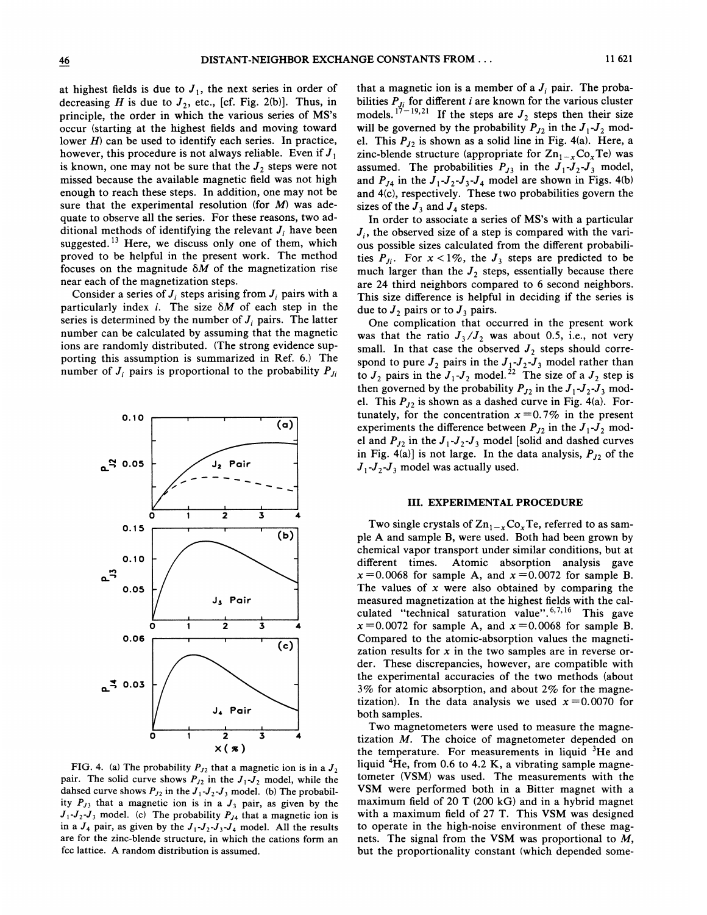at highest fields is due to $J_1$, the next series in order of decreasing $H$ is due to $J_2$, etc., [cf. Fig. 2(b)]. Thus, in principle, the order in which the various series of MS's occur (starting at the highest fields and moving toward lower $H$) can be used to identify each series. In practice, however, this procedure is not always reliable. Even if $J_1$ is known, one may not be sure that the $J_2$ steps were not missed because the available magnetic field was not high enough to reach these steps. In addition, one may not be sure that the experimental resolution (for $M$) was adequate to observe all the series. For these reasons, two additional methods of identifying the relevant $J_i$ have been suggested.[13] Here, we discuss only one of them, which proved to be helpful in the present work. The method focuses on the magnitude $\delta M$ of the magnetization rise near each of the magnetization steps.

Consider a series of $J_i$ steps arising from $J_i$ pairs with a particularly index $i$. The size $\delta M$ of each step in the series is determined by the number of $J_i$ pairs. The latter number can be calculated by assuming that the magnetic ions are randomly distributed. (The strong evidence supporting this assumption is summarized in Ref. 6.) The number of $J_i$ pairs is proportional to the probability $P_{Ji}$ that a magnetic ion is a member of a $J_i$ pair. The probabilities $P_{Ji}$ for different $i$ are known for the various cluster models.[17–19,21] If the steps are $J_2$ steps then their size will be governed by the probability $P_{J2}$ in the $J_1$-$J_2$ model. This $P_{J2}$ is shown as a solid line in Fig. 4(a). Here, a zinc-blende structure (appropriate for $Zn_{1-x}Co_xTe$) was assumed. The probabilities $P_{J3}$ in the $J_1$-$J_2$-$J_3$ model, and $P_{J4}$ in the $J_1$-$J_2$-$J_3$-$J_4$ model are shown in Figs. 4(b) and 4(c), respectively. These two probabilities govern the sizes of the $J_3$ and $J_4$ steps.

FIG. 4. (a) The probability $P_{J2}$ that a magnetic ion is in a $J_2$ pair. The solid curve shows $P_{J2}$ in the $J_1$-$J_2$ model, while the dahsed curve shows $P_{J2}$ in the $J_1$-$J_2$-$J_3$ model. (b) The probability $P_{J3}$ that a magnetic ion is in a $J_3$ pair, as given by the $J_1$-$J_2$-$J_3$ model. (c) The probability $P_{J4}$ that a magnetic ion is in a $J_4$ pair, as given by the $J_1$-$J_2$-$J_3$-$J_4$ model. All the results are for the zinc-blende structure, in which the cations form an fcc lattice. A random distribution is assumed.

In order to associate a series of MS's with a particular $J_i$, the observed size of a step is compared with the various possible sizes calculated from the different probabilities $P_{Ji}$. For $x<1\%$, the $J_3$ steps are predicted to be much larger than the $J_2$ steps, essentially because there are 24 third neighbors compared to 6 second neighbors. This size difference is helpful in deciding if the series is due to $J_2$ pairs or to $J_3$ pairs.

One complication that occurred in the present work was that the ratio $J_3/J_2$ was about 0.5, i.e., not very small. In that case the observed $J_2$ steps should correspond to pure $J_2$ pairs in the $J_1$-$J_2$-$J_3$ model rather than to $J_2$ pairs in the $J_1$-$J_2$ model.[22] The size of a $J_2$ step is then governed by the probability $P_{J2}$ in the $J_1$-$J_2$-$J_3$ model. This $P_{J2}$ is shown as a dashed curve in Fig. 4(a). Fortunately, for the concentration $x=0.7\%$ in the present experiments the difference between $P_{J2}$ in the $J_1$-$J_2$ model and $P_{J2}$ in the $J_1$-$J_2$-$J_3$ model [solid and dashed curves in Fig. 4(a)] is not large. In the data analysis, $P_{J2}$ of the $J_1$-$J_2$-$J_3$ model was actually used.

## III. EXPERIMENTAL PROCEDURE

Two single crystals of $Zn_{1-x}Co_xTe$, referred to as sample A and sample B, were used. Both had been grown by chemical vapor transport under similar conditions, but at different times. Atomic absorption analysis gave $x=0.0068$ for sample A, and $x=0.0072$ for sample B. The values of $x$ were also obtained by comparing the measured magnetization at the highest fields with the calculated "technical saturation value".[6,7,16] This gave $x=0.0072$ for sample A, and $x=0.0068$ for sample B. Compared to the atomic-absorption values the magnetization results for $x$ in the two samples are in reverse order. These discrepancies, however, are compatible with the experimental accuracies of the two methods (about 3% for atomic absorption, and about 2% for the magnetization). In the data analysis we used $x=0.0070$ for both samples.

Two magnetometers were used to measure the magnetization $M$. The choice of magnetometer depended on the temperature. For measurements in liquid $^3He$ and liquid $^4He$, from 0.6 to 4.2 K, a vibrating sample magnetometer (VSM) was used. The measurements with the VSM were performed both in a Bitter magnet with a maximum field of 20 T (200 kG) and in a hybrid magnet with a maximum field of 27 T. This VSM was designed to operate in the high-noise environment of these magnets. The signal from the VSM was proportional to $M$, but the proportionality constant (which depended some-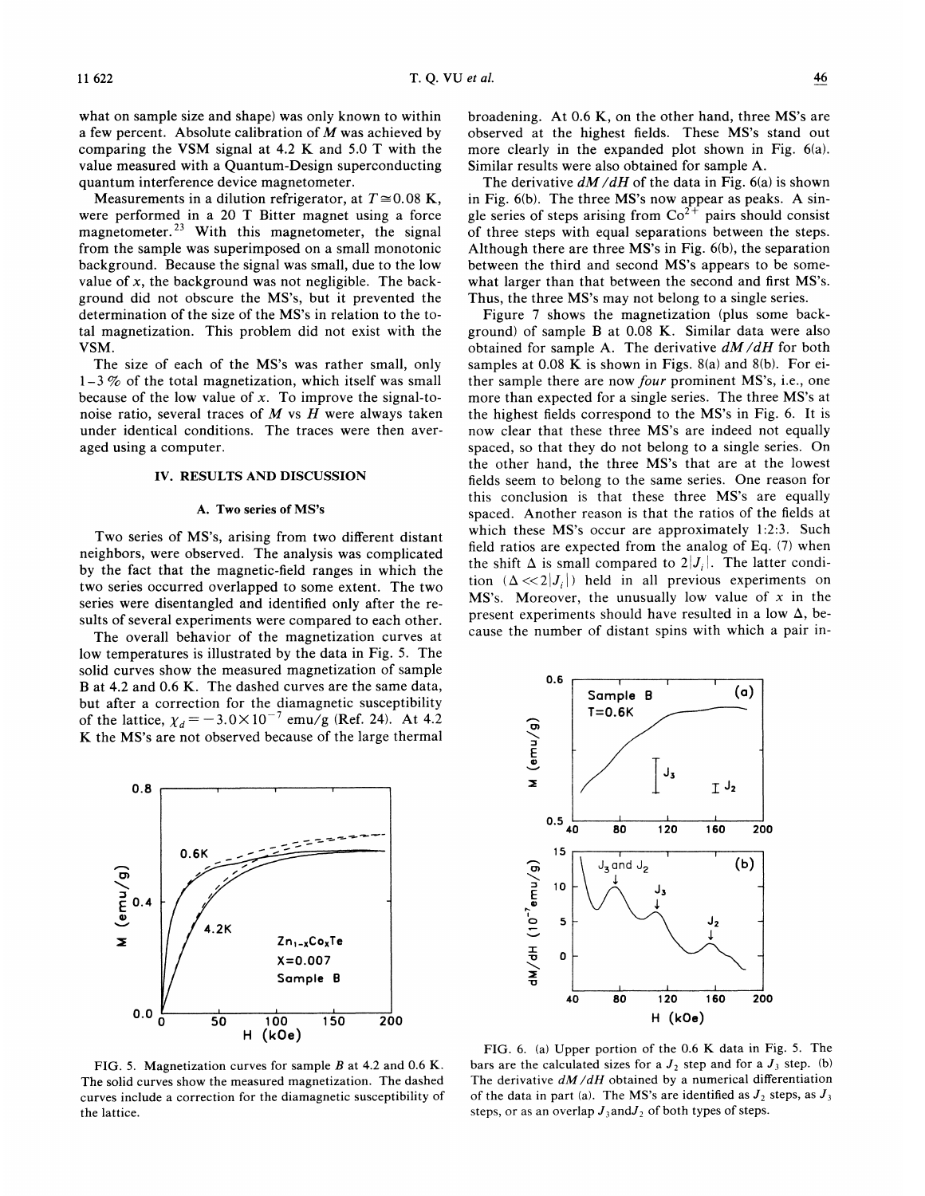what on sample size and shape) was only known to within a few percent. Absolute calibration of $M$ was achieved by comparing the VSM signal at 4.2 K and 5.0 T with the value measured with a Quantum-Design superconducting quantum interference device magnetometer.

Measurements in a dilution refrigerator, at $T \cong 0.08$ K, were performed in a 20 T Bitter magnet using a force magnetometer.[23] With this magnetometer, the signal from the sample was superimposed on a small monotonic background. Because the signal was small, due to the low value of $x$, the background was not negligible. The background did not obscure the MS's, but it prevented the determination of the size of the MS's in relation to the total magnetization. This problem did not exist with the VSM.

The size of each of the MS's was rather small, only 1–3 % of the total magnetization, which itself was small because of the low value of $x$. To improve the signal-to-noise ratio, several traces of $M$ vs $H$ were always taken under identical conditions. The traces were then averaged using a computer.

## IV. RESULTS AND DISCUSSION

### A. Two series of MS's

Two series of MS's, arising from two different distant neighbors, were observed. The analysis was complicated by the fact that the magnetic-field ranges in which the two series occurred overlapped to some extent. The two series were disentangled and identified only after the results of several experiments were compared to each other.

The overall behavior of the magnetization curves at low temperatures is illustrated by the data in Fig. 5. The solid curves show the measured magnetization of sample B at 4.2 and 0.6 K. The dashed curves are the same data, but after a correction for the diamagnetic susceptibility of the lattice, $\chi_d = -3.0\times10^{-7}$ emu/g (Ref. 24). At 4.2 K the MS's are not observed because of the large thermal broadening. At 0.6 K, on the other hand, three MS's are observed at the highest fields. These MS's stand out more clearly in the expanded plot shown in Fig. 6(a). Similar results were also obtained for sample A.

The derivative $dM/dH$ of the data in Fig. 6(a) is shown in Fig. 6(b). The three MS's now appear as peaks. A single series of steps arising from $Co^{2+}$ pairs should consist of three steps with equal separations between the steps. Although there are three MS's in Fig. 6(b), the separation between the third and second MS's appears to be somewhat larger than that between the second and first MS's. Thus, the three MS's may not belong to a single series.

Figure 7 shows the magnetization (plus some background) of sample B at 0.08 K. Similar data were also obtained for sample A. The derivative $dM/dH$ for both samples at 0.08 K is shown in Figs. 8(a) and 8(b). For either sample there are now *four* prominent MS's, i.e., one more than expected for a single series. The three MS's at the highest fields correspond to the MS's in Fig. 6. It is now clear that these three MS's are indeed not equally spaced, so that they do not belong to a single series. On the other hand, the three MS's that are at the lowest fields seem to belong to the same series. One reason for this conclusion is that these three MS's are equally spaced. Another reason is that the ratios of the fields at which these MS's occur are approximately 1:2:3. Such field ratios are expected from the analog of Eq. (7) when the shift $\Delta$ is small compared to $2|J_i|$. The latter condition ($\Delta \ll 2|J_i|$) held in all previous experiments on MS's. Moreover, the unusually low value of $x$ in the present experiments should have resulted in a low $\Delta$, because the number of distant spins with which a pair in-

FIG. 5. Magnetization curves for sample $B$ at 4.2 and 0.6 K. The solid curves show the measured magnetization. The dashed curves include a correction for the diamagnetic susceptibility of the lattice.

FIG. 6. (a) Upper portion of the 0.6 K data in Fig. 5. The bars are the calculated sizes for a $J_2$ step and for a $J_3$ step. (b) The derivative $dM/dH$ obtained by a numerical differentiation of the data in part (a). The MS's are identified as $J_2$ steps, as $J_3$ steps, or as an overlap $J_3$and$J_2$ of both types of steps.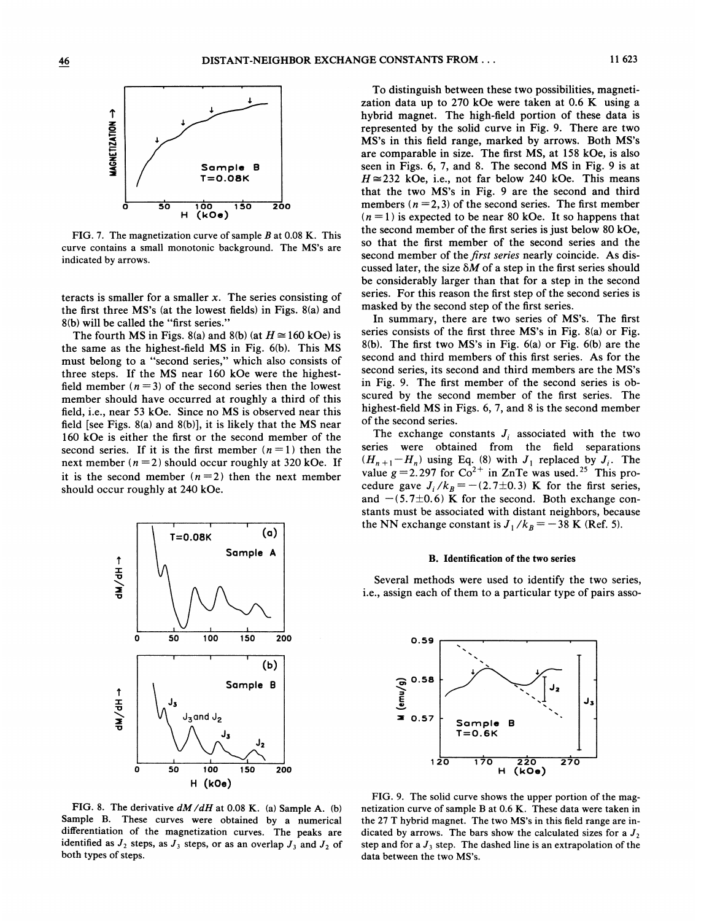FIG. 7. The magnetization curve of sample $B$ at 0.08 K. This curve contains a small monotonic background. The MS's are indicated by arrows.

teracts is smaller for a smaller $x$. The series consisting of the first three MS's (at the lowest fields) in Figs. 8(a) and 8(b) will be called the "first series."

The fourth MS in Figs. 8(a) and 8(b) (at $H \cong 160$ kOe) is the same as the highest-field MS in Fig. 6(b). This MS must belong to a "second series," which also consists of three steps. If the MS near 160 kOe were the highest-field member ($n=3$) of the second series then the lowest member should have occurred at roughly a third of this field, i.e., near 53 kOe. Since no MS is observed near this field [see Figs. 8(a) and 8(b)], it is likely that the MS near 160 kOe is either the first or the second member of the second series. If it is the first member ($n=1$) then the next member ($n=2$) should occur roughly at 320 kOe. If it is the second member ($n=2$) then the next member should occur roughly at 240 kOe.

FIG. 8. The derivative $dM/dH$ at 0.08 K. (a) Sample A. (b) Sample B. These curves were obtained by a numerical differentiation of the magnetization curves. The peaks are identified as $J_2$ steps, as $J_3$ steps, or as an overlap $J_3$ and $J_2$ of both types of steps.

To distinguish between these two possibilities, magnetization data up to 270 kOe were taken at 0.6 K using a hybrid magnet. The high-field portion of these data is represented by the solid curve in Fig. 9. There are two MS's in this field range, marked by arrows. Both MS's are comparable in size. The first MS, at 158 kOe, is also seen in Figs. 6, 7, and 8. The second MS in Fig. 9 is at $H \cong 232$ kOe, i.e., not far below 240 kOe. This means that the two MS's in Fig. 9 are the second and third members ($n=2,3$) of the second series. The first member ($n=1$) is expected to be near 80 kOe. It so happens that the second member of the first series is just below 80 kOe, so that the first member of the second series and the second member of the *first series* nearly coincide. As discussed later, the size $\delta M$ of a step in the first series should be considerably larger than that for a step in the second series. For this reason the first step of the second series is masked by the second step of the first series.

In summary, there are two series of MS's. The first series consists of the first three MS's in Fig. 8(a) or Fig. 8(b). The first two MS's in Fig. 6(a) or Fig. 6(b) are the second and third members of this first series. As for the second series, its second and third members are the MS's in Fig. 9. The first member of the second series is obscured by the second member of the first series. The highest-field MS in Figs. 6, 7, and 8 is the second member of the second series.

The exchange constants $J_i$ associated with the two series were obtained from the field separations $(H_{n+1}-H_n)$ using Eq. (8) with $J_1$ replaced by $J_i$. The value $g=2.297$ for $Co^{2+}$ in ZnTe was used.[25] This procedure gave $J_i/k_B = -(2.7 \pm 0.3)$ K for the first series, and $-(5.7 \pm 0.6)$ K for the second. Both exchange constants must be associated with distant neighbors, because the NN exchange constant is $J_1/k_B = -38$ K (Ref. 5).

### B. Identification of the two series

Several methods were used to identify the two series, i.e., assign each of them to a particular type of pairs asso-

FIG. 9. The solid curve shows the upper portion of the magnetization curve of sample B at 0.6 K. These data were taken in the 27 T hybrid magnet. The two MS's in this field range are indicated by arrows. The bars show the calculated sizes for a $J_2$ step and for a $J_3$ step. The dashed line is an extrapolation of the data between the two MS's.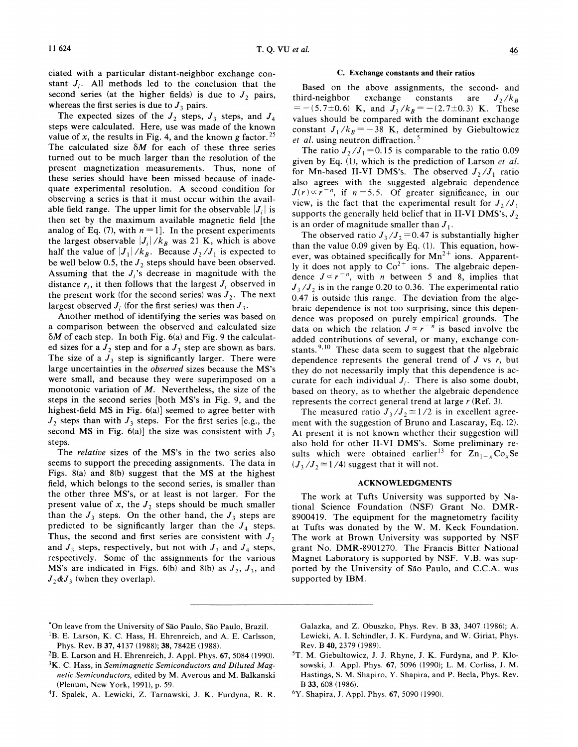ciated with a particular distant-neighbor exchange constant $J_i$. All methods led to the conclusion that the second series (at the higher fields) is due to $J_2$ pairs, whereas the first series is due to $J_3$ pairs.

The expected sizes of the $J_2$ steps, $J_3$ steps, and $J_4$ steps were calculated. Here, use was made of the known value of $x$, the results in Fig. 4, and the known $g$ factor.[25] The calculated size $\delta M$ for each of these three series turned out to be much larger than the resolution of the present magnetization measurements. Thus, none of these series should have been missed because of inadequate experimental resolution. A second condition for observing a series is that it must occur within the available field range. The upper limit for the observable $|J_i|$ is then set by the maximum available magnetic field [the analog of Eq. (7), with $n=1$]. In the present experiments the largest observable $|J_i|/k_B$ was 21 K, which is above half the value of $|J_1|/k_B$. Because $J_2/J_1$ is expected to be well below 0.5, the $J_2$ steps should have been observed. Assuming that the $J_i$'s decrease in magnitude with the distance $r_i$, it then follows that the largest $J_i$ observed in the present work (for the second series) was $J_2$. The next largest observed $J_i$ (for the first series) was then $J_3$.

Another method of identifying the series was based on a comparison between the observed and calculated size $\delta M$ of each step. In both Fig. 6(a) and Fig. 9 the calculated sizes for a $J_2$ step and for a $J_3$ step are shown as bars. The size of a $J_3$ step is significantly larger. There were large uncertainties in the *observed* sizes because the MS's were small, and because they were superimposed on a monotonic variation of $M$. Nevertheless, the size of the steps in the second series [both MS's in Fig. 9, and the highest-field MS in Fig. 6(a)] seemed to agree better with $J_2$ steps than with $J_3$ steps. For the first series [e.g., the second MS in Fig. 6(a)] the size was consistent with $J_3$ steps.

The *relative* sizes of the MS's in the two series also seems to support the preceding assignments. The data in Figs. 8(a) and 8(b) suggest that the MS at the highest field, which belongs to the second series, is smaller than the other three MS's, or at least is not larger. For the present value of $x$, the $J_2$ steps should be much smaller than the $J_3$ steps. On the other hand, the $J_3$ steps are predicted to be significantly larger than the $J_4$ steps. Thus, the second and first series are consistent with $J_2$ and $J_3$ steps, respectively, but not with $J_3$ and $J_4$ steps, respectively. Some of the assignments for the various MS's are indicated in Figs. 6(b) and 8(b) as $J_2$, $J_3$, and $J_2$&$J_3$ (when they overlap).

### C. Exchange constants and their ratios

Based on the above assignments, the second- and third-neighbor exchange constants are $J_2/k_B = -(5.7\pm0.6)$ K, and $J_3/k_B = -(2.7\pm0.3)$ K. These values should be compared with the dominant exchange constant $J_1/k_B = -38$ K, determined by Giebultowicz *et al.* using neutron diffraction.[5]

The ratio $J_2/J_1 = 0.15$ is comparable to the ratio 0.09 given by Eq. (1), which is the prediction of Larson *et al.* for Mn-based II-VI DMS's. The observed $J_2/J_1$ ratio also agrees with the suggested algebraic dependence $J(r) \propto r^{-n}$, if $n=5.5$. Of greater significance, in our view, is the fact that the experimental result for $J_2/J_1$ supports the generally held belief that in II-VI DMS's, $J_2$ is an order of magnitude smaller than $J_1$.

The observed ratio $J_3/J_2 = 0.47$ is substantially higher than the value 0.09 given by Eq. (1). This equation, however, was obtained specifically for $Mn^{2+}$ ions. Apparently it does not apply to $Co^{2+}$ ions. The algebraic dependence $J \propto r^{-n}$, with $n$ between 5 and 8, implies that $J_3/J_2$ is in the range 0.20 to 0.36. The experimental ratio 0.47 is outside this range. The deviation from the algebraic dependence is not too surprising, since this dependence was proposed on purely empirical grounds. The data on which the relation $J \propto r^{-n}$ is based involve the added contributions of several, or many, exchange constants.[9,10] These data seem to suggest that the algebraic dependence represents the general trend of $J$ vs $r$, but they do not necessarily imply that this dependence is accurate for each individual $J_i$. There is also some doubt, based on theory, as to whether the algebraic dependence represents the correct general trend at large $r$ (Ref. 3).

The measured ratio $J_3/J_2 \cong 1/2$ is in excellent agreement with the suggestion of Bruno and Lascaray, Eq. (2). At present it is not known whether their suggestion will also hold for other II-VI DMS's. Some preliminary results which were obtained earlier[13] for $Zn_{1-x}Co_xSe$ ($J_3/J_2 \cong 1/4$) suggest that it will not.

## ACKNOWLEDGMENTS

The work at Tufts University was supported by National Science Foundation (NSF) Grant No. DMR-8900419. The equipment for the magnetometry facility at Tufts was donated by the W. M. Keck Foundation. The work at Brown University was supported by NSF grant No. DMR-8901270. The Francis Bitter National Magnet Laboratory is supported by NSF. V.B. was supported by the University of São Paulo, and C.C.A. was supported by IBM.

---

*On leave from the University of São Paulo, São Paulo, Brazil.

[1] B. E. Larson, K. C. Hass, H. Ehrenreich, and A. E. Carlsson, Phys. Rev. B **37**, 4137 (1988); **38**, 7842E (1988).

[2] B. E. Larson and H. Ehrenreich, J. Appl. Phys. **67**, 5084 (1990).

[3] K. C. Hass, in *Semimagnetic Semiconductors and Diluted Magnetic Semiconductors*, edited by M. Averous and M. Balkanski (Plenum, New York, 1991), p. 59.

[4] J. Spalek, A. Lewicki, Z. Tarnawski, J. K. Furdyna, R. R. Galazka, and Z. Obuszko, Phys. Rev. B **33**, 3407 (1986); A. Lewicki, A. I. Schindler, J. K. Furdyna, and W. Giriat, Phys. Rev. B **40**, 2379 (1989).

[5] T. M. Giebultowicz, J. J. Rhyne, J. K. Furdyna, and P. Klosowski, J. Appl. Phys. **67**, 5096 (1990); L. M. Corliss, J. M. Hastings, S. M. Shapiro, Y. Shapira, and P. Becla, Phys. Rev. B **33**, 608 (1986).

[6] Y. Shapira, J. Appl. Phys. **67**, 5090 (1990).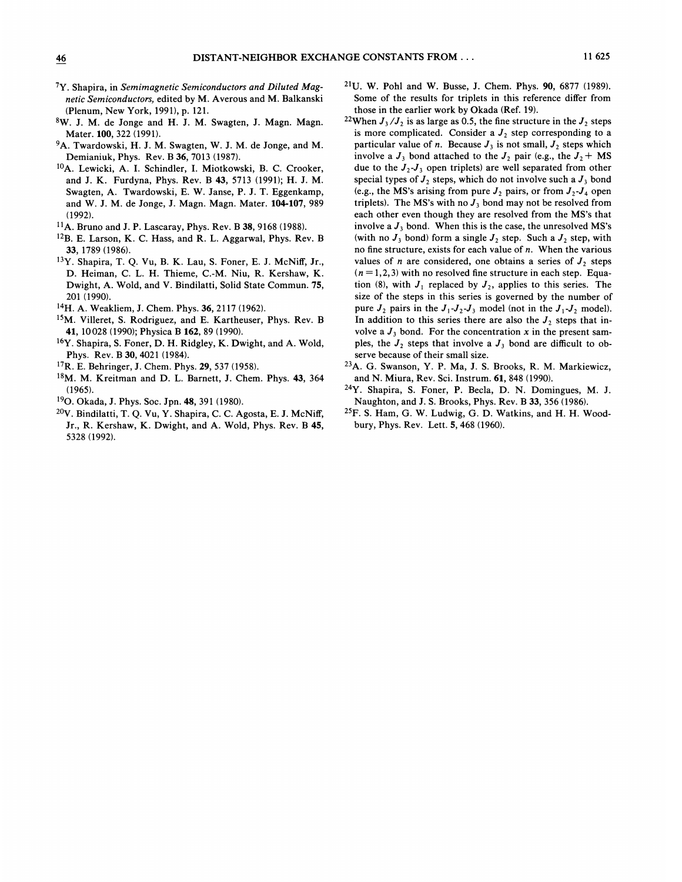[7] Y. Shapira, in *Semimagnetic Semiconductors and Diluted Magnetic Semiconductors*, edited by M. Averous and M. Balkanski (Plenum, New York, 1991), p. 121.

[8] W. J. M. de Jonge and H. J. M. Swagten, J. Magn. Magn. Mater. **100**, 322 (1991).

[9] A. Twardowski, H. J. M. Swagten, W. J. M. de Jonge, and M. Demianiuk, Phys. Rev. B **36**, 7013 (1987).

[10] A. Lewicki, A. I. Schindler, I. Miotkowski, B. C. Crooker, and J. K. Furdyna, Phys. Rev. B **43**, 5713 (1991); H. J. M. Swagten, A. Twardowski, E. W. Janse, P. J. T. Eggenkamp, and W. J. M. de Jonge, J. Magn. Magn. Mater. **104-107**, 989 (1992).

[11] A. Bruno and J. P. Lascaray, Phys. Rev. B **38**, 9168 (1988).

[12] B. E. Larson, K. C. Hass, and R. L. Aggarwal, Phys. Rev. B **33**, 1789 (1986).

[13] Y. Shapira, T. Q. Vu, B. K. Lau, S. Foner, E. J. McNiff, Jr., D. Heiman, C. L. H. Thieme, C.-M. Niu, R. Kershaw, K. Dwight, A. Wold, and V. Bindilatti, Solid State Commun. **75**, 201 (1990).

[14] H. A. Weakliem, J. Chem. Phys. **36**, 2117 (1962).

[15] M. Villeret, S. Rodriguez, and E. Kartheuser, Phys. Rev. B **41**, 10 028 (1990); Physica B **162**, 89 (1990).

[16] Y. Shapira, S. Foner, D. H. Ridgley, K. Dwight, and A. Wold, Phys. Rev. B **30**, 4021 (1984).

[17] R. E. Behringer, J. Chem. Phys. **29**, 537 (1958).

[18] M. M. Kreitman and D. L. Barnett, J. Chem. Phys. **43**, 364 (1965).

[19] O. Okada, J. Phys. Soc. Jpn. **48**, 391 (1980).

[20] V. Bindilatti, T. Q. Vu, Y. Shapira, C. C. Agosta, E. J. McNiff, Jr., R. Kershaw, K. Dwight, and A. Wold, Phys. Rev. B **45**, 5328 (1992).

[21] U. W. Pohl and W. Busse, J. Chem. Phys. **90**, 6877 (1989). Some of the results for triplets in this reference differ from those in the earlier work by Okada (Ref. 19).

[22] When $J_3/J_2$ is as large as 0.5, the fine structure in the $J_2$ steps is more complicated. Consider a $J_2$ step corresponding to a particular value of $n$. Because $J_3$ is not small, $J_2$ steps which involve a $J_3$ bond attached to the $J_2$ pair (e.g., the $J_2$+ MS due to the $J_2$-$J_3$ open triplets) are well separated from other special types of $J_2$ steps, which do not involve such a $J_3$ bond (e.g., the MS's arising from pure $J_2$ pairs, or from $J_2$-$J_4$ open triplets). The MS's with no $J_3$ bond may not be resolved from each other even though they are resolved from the MS's that involve a $J_3$ bond. When this is the case, the unresolved MS's (with no $J_3$ bond) form a single $J_2$ step. Such a $J_2$ step, with no fine structure, exists for each value of $n$. When the various values of $n$ are considered, one obtains a series of $J_2$ steps ($n=1,2,3$) with no resolved fine structure in each step. Equation (8), with $J_1$ replaced by $J_2$, applies to this series. The size of the steps in this series is governed by the number of pure $J_2$ pairs in the $J_1$-$J_2$-$J_3$ model (not in the $J_1$-$J_2$ model). In addition to this series there are also the $J_2$ steps that involve a $J_3$ bond. For the concentration $x$ in the present samples, the $J_2$ steps that involve a $J_3$ bond are difficult to observe because of their small size.

[23] A. G. Swanson, Y. P. Ma, J. S. Brooks, R. M. Markiewicz, and N. Miura, Rev. Sci. Instrum. **61**, 848 (1990).

[24] Y. Shapira, S. Foner, P. Becla, D. N. Domingues, M. J. Naughton, and J. S. Brooks, Phys. Rev. B **33**, 356 (1986).

[25] F. S. Ham, G. W. Ludwig, G. D. Watkins, and H. H. Woodbury, Phys. Rev. Lett. **5**, 468 (1960).